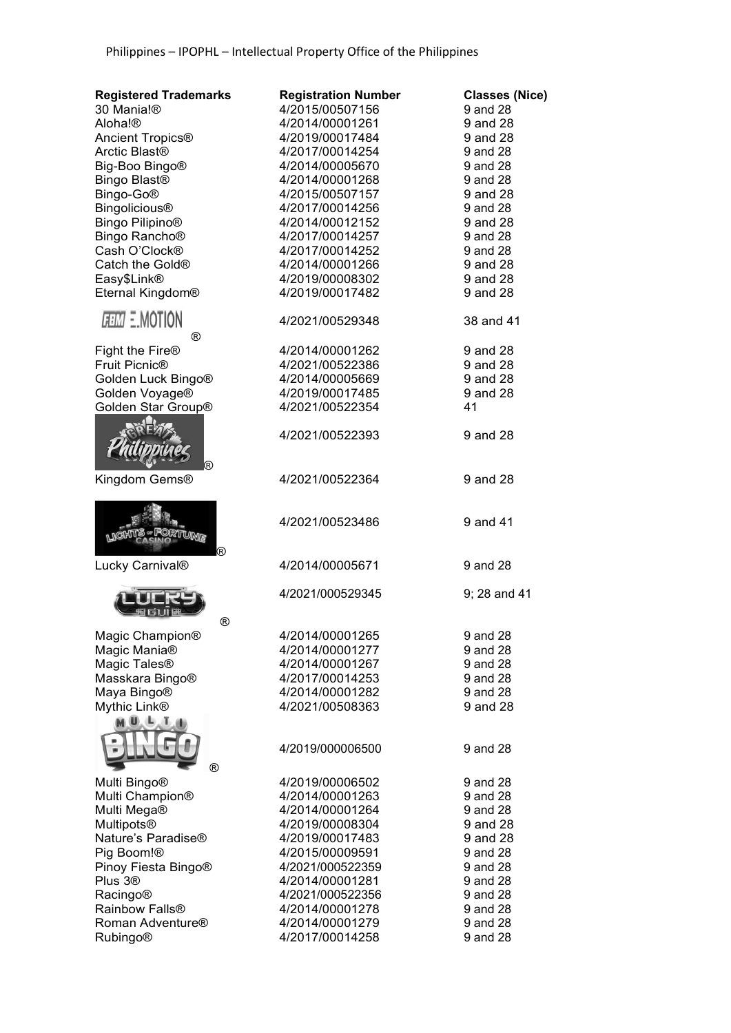# Philippines – IPOPHL – Intellectual Property Office of the Philippines

| Registered Trademarks | Registration Number | Classes (Nice) |
| --- | --- | --- |
| 30 Mania!® | 4/2015/00507156 | 9 and 28 |
| Aloha!® | 4/2014/00001261 | 9 and 28 |
| Ancient Tropics® | 4/2019/00017484 | 9 and 28 |
| Arctic Blast® | 4/2017/00014254 | 9 and 28 |
| Big-Boo Bingo® | 4/2014/00005670 | 9 and 28 |
| Bingo Blast® | 4/2014/00001268 | 9 and 28 |
| Bingo-Go® | 4/2015/00507157 | 9 and 28 |
| Bingolicious® | 4/2017/00014256 | 9 and 28 |
| Bingo Pilipino® | 4/2014/00012152 | 9 and 28 |
| Bingo Rancho® | 4/2017/00014257 | 9 and 28 |
| Cash O'Clock® | 4/2017/00014252 | 9 and 28 |
| Catch the Gold® | 4/2014/00001266 | 9 and 28 |
| Easy$Link® | 4/2019/00008302 | 9 and 28 |
| Eternal Kingdom® | 4/2019/00017482 | 9 and 28 |
| FBM E.MOTION® | 4/2021/00529348 | 38 and 41 |
| Fight the Fire® | 4/2014/00001262 | 9 and 28 |
| Fruit Picnic® | 4/2021/00522386 | 9 and 28 |
| Golden Luck Bingo® | 4/2014/00005669 | 9 and 28 |
| Golden Voyage® | 4/2019/00017485 | 9 and 28 |
| Golden Star Group® | 4/2021/00522354 | 41 |
| Great Philippines® | 4/2021/00522393 | 9 and 28 |
| Kingdom Gems® | 4/2021/00522364 | 9 and 28 |
| Lights of Fortune Casino® | 4/2021/00523486 | 9 and 41 |
| Lucky Carnival® | 4/2014/00005671 | 9 and 28 |
| LUCKY® | 4/2021/000529345 | 9; 28 and 41 |
| Magic Champion® | 4/2014/00001265 | 9 and 28 |
| Magic Mania® | 4/2014/00001277 | 9 and 28 |
| Magic Tales® | 4/2014/00001267 | 9 and 28 |
| Masskara Bingo® | 4/2017/00014253 | 9 and 28 |
| Maya Bingo® | 4/2014/00001282 | 9 and 28 |
| Mythic Link® | 4/2021/00508363 | 9 and 28 |
| MULTI BINGO® | 4/2019/000006500 | 9 and 28 |
| Multi Bingo® | 4/2019/00006502 | 9 and 28 |
| Multi Champion® | 4/2014/00001263 | 9 and 28 |
| Multi Mega® | 4/2014/00001264 | 9 and 28 |
| Multipots® | 4/2019/00008304 | 9 and 28 |
| Nature's Paradise® | 4/2019/00017483 | 9 and 28 |
| Pig Boom!® | 4/2015/00009591 | 9 and 28 |
| Pinoy Fiesta Bingo® | 4/2021/000522359 | 9 and 28 |
| Plus 3® | 4/2014/00001281 | 9 and 28 |
| Racingo® | 4/2021/000522356 | 9 and 28 |
| Rainbow Falls® | 4/2014/00001278 | 9 and 28 |
| Roman Adventure® | 4/2014/00001279 | 9 and 28 |
| Rubingo® | 4/2017/00014258 | 9 and 28 |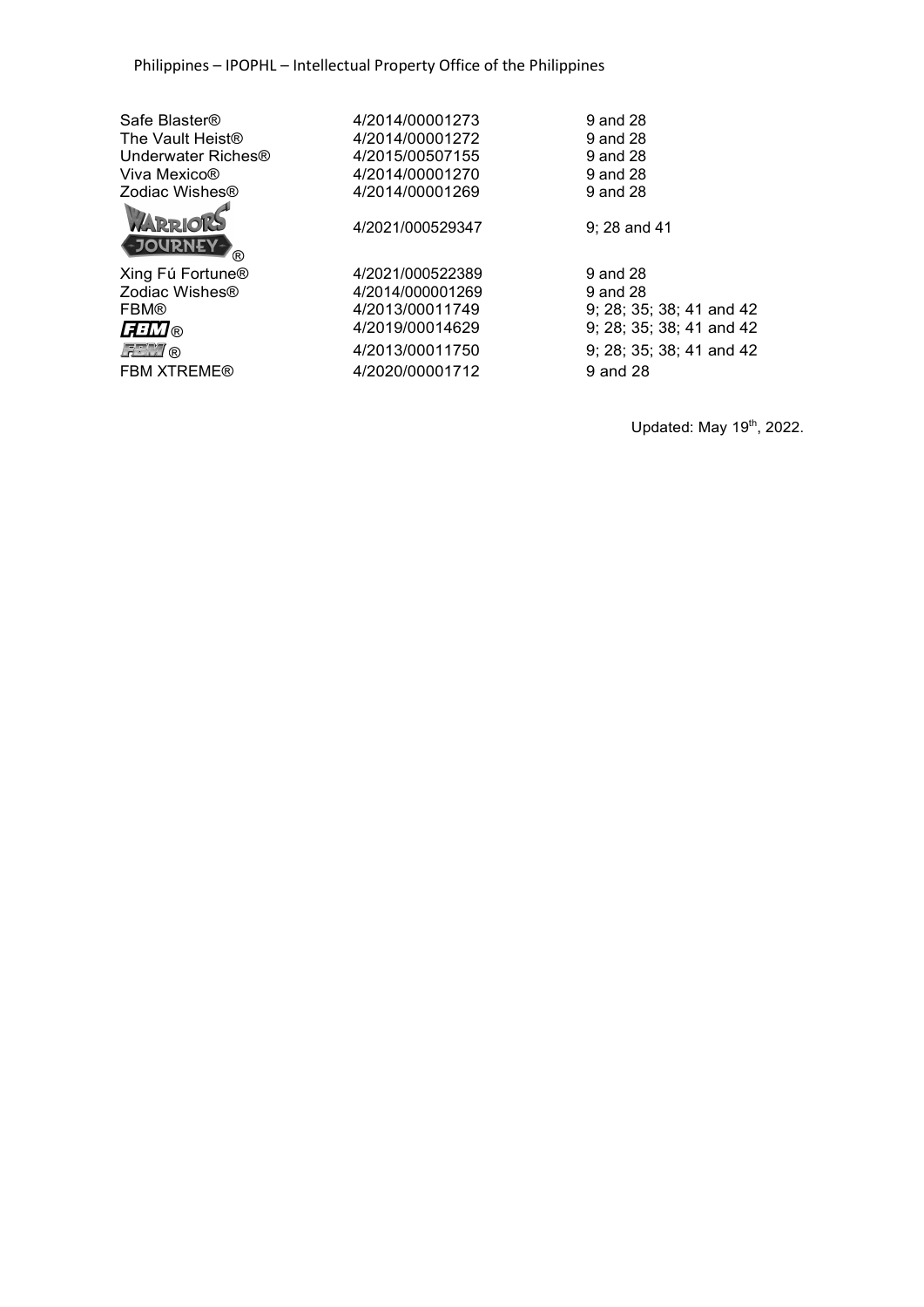Philippines – IPOPHL – Intellectual Property Office of the Philippines

| | | |
|---|---|---|
| Safe Blaster® | 4/2014/00001273 | 9 and 28 |
| The Vault Heist® | 4/2014/00001272 | 9 and 28 |
| Underwater Riches® | 4/2015/00507155 | 9 and 28 |
| Viva Mexico® | 4/2014/00001270 | 9 and 28 |
| Zodiac Wishes® | 4/2014/00001269 | 9 and 28 |
| WARRIORS' JOURNEY® | 4/2021/000529347 | 9; 28 and 41 |
| Xing Fú Fortune® | 4/2021/000522389 | 9 and 28 |
| Zodiac Wishes® | 4/2014/000001269 | 9 and 28 |
| FBM® | 4/2013/00011749 | 9; 28; 35; 38; 41 and 42 |
| FBM® | 4/2019/00014629 | 9; 28; 35; 38; 41 and 42 |
| FBM® | 4/2013/00011750 | 9; 28; 35; 38; 41 and 42 |
| FBM XTREME® | 4/2020/00001712 | 9 and 28 |

Updated: May 19th, 2022.